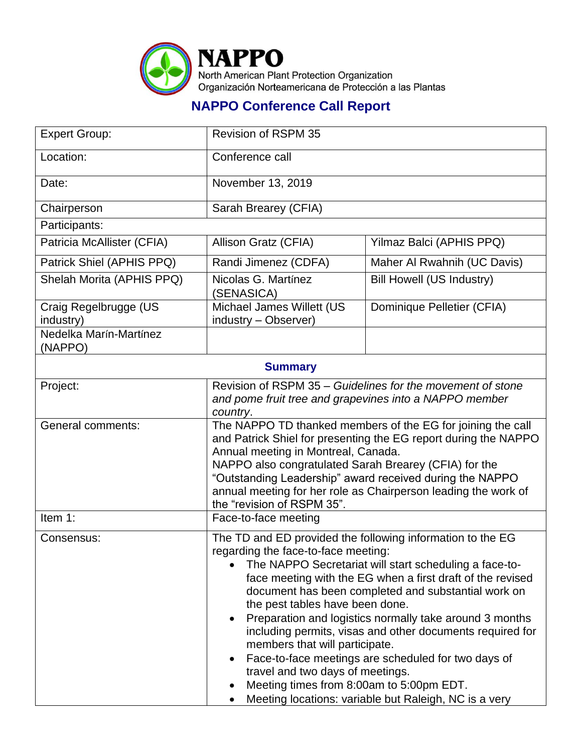**NAPPO**
North American Plant Protection Organization
Organización Norteamericana de Protección a las Plantas

## NAPPO Conference Call Report

| Expert Group: | Revision of RSPM 35 | |
|---|---|---|
| Location: | Conference call | |
| Date: | November 13, 2019 | |
| Chairperson | Sarah Brearey (CFIA) | |
| Participants: | | |
| Patricia McAllister (CFIA) | Allison Gratz (CFIA) | Yilmaz Balci (APHIS PPQ) |
| Patrick Shiel (APHIS PPQ) | Randi Jimenez (CDFA) | Maher Al Rwahnih (UC Davis) |
| Shelah Morita (APHIS PPQ) | Nicolas G. Martínez (SENASICA) | Bill Howell (US Industry) |
| Craig Regelbrugge (US industry) | Michael James Willett (US industry – Observer) | Dominique Pelletier (CFIA) |
| Nedelka Marín-Martínez (NAPPO) | | |

### Summary

| | |
|---|---|
| Project: | Revision of RSPM 35 – *Guidelines for the movement of stone and pome fruit tree and grapevines into a NAPPO member country*. |
| General comments: | The NAPPO TD thanked members of the EG for joining the call and Patrick Shiel for presenting the EG report during the NAPPO Annual meeting in Montreal, Canada.<br>NAPPO also congratulated Sarah Brearey (CFIA) for the "Outstanding Leadership" award received during the NAPPO annual meeting for her role as Chairperson leading the work of the "revision of RSPM 35". |
| Item 1: | Face-to-face meeting |
| Consensus: | The TD and ED provided the following information to the EG regarding the face-to-face meeting:<br>• The NAPPO Secretariat will start scheduling a face-to-face meeting with the EG when a first draft of the revised document has been completed and substantial work on the pest tables have been done.<br>• Preparation and logistics normally take around 3 months including permits, visas and other documents required for members that will participate.<br>• Face-to-face meetings are scheduled for two days of travel and two days of meetings.<br>• Meeting times from 8:00am to 5:00pm EDT.<br>• Meeting locations: variable but Raleigh, NC is a very |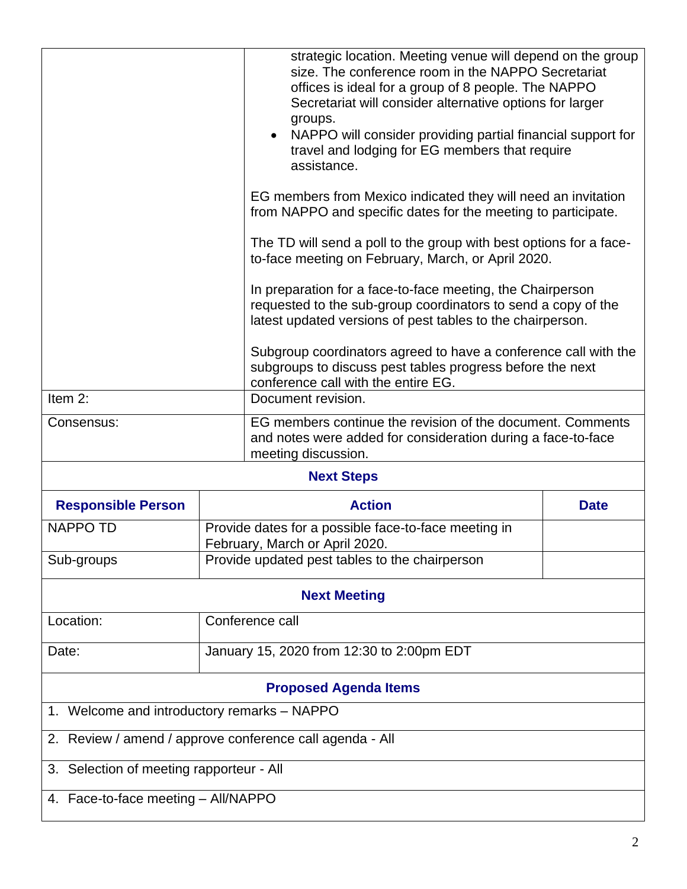| | |
|---|---|
| | strategic location. Meeting venue will depend on the group size. The conference room in the NAPPO Secretariat offices is ideal for a group of 8 people. The NAPPO Secretariat will consider alternative options for larger groups.<br>• NAPPO will consider providing partial financial support for travel and lodging for EG members that require assistance.<br><br>EG members from Mexico indicated they will need an invitation from NAPPO and specific dates for the meeting to participate.<br><br>The TD will send a poll to the group with best options for a face-to-face meeting on February, March, or April 2020.<br><br>In preparation for a face-to-face meeting, the Chairperson requested to the sub-group coordinators to send a copy of the latest updated versions of pest tables to the chairperson.<br><br>Subgroup coordinators agreed to have a conference call with the subgroups to discuss pest tables progress before the next conference call with the entire EG. |
| Item 2: | Document revision. |
| Consensus: | EG members continue the revision of the document. Comments and notes were added for consideration during a face-to-face meeting discussion. |

## Next Steps

| Responsible Person | Action | Date |
|---|---|---|
| NAPPO TD | Provide dates for a possible face-to-face meeting in February, March or April 2020. | |
| Sub-groups | Provide updated pest tables to the chairperson | |

## Next Meeting

| | |
|---|---|
| Location: | Conference call |
| Date: | January 15, 2020 from 12:30 to 2:00pm EDT |

## Proposed Agenda Items

1. Welcome and introductory remarks – NAPPO
2. Review / amend / approve conference call agenda - All
3. Selection of meeting rapporteur - All
4. Face-to-face meeting – All/NAPPO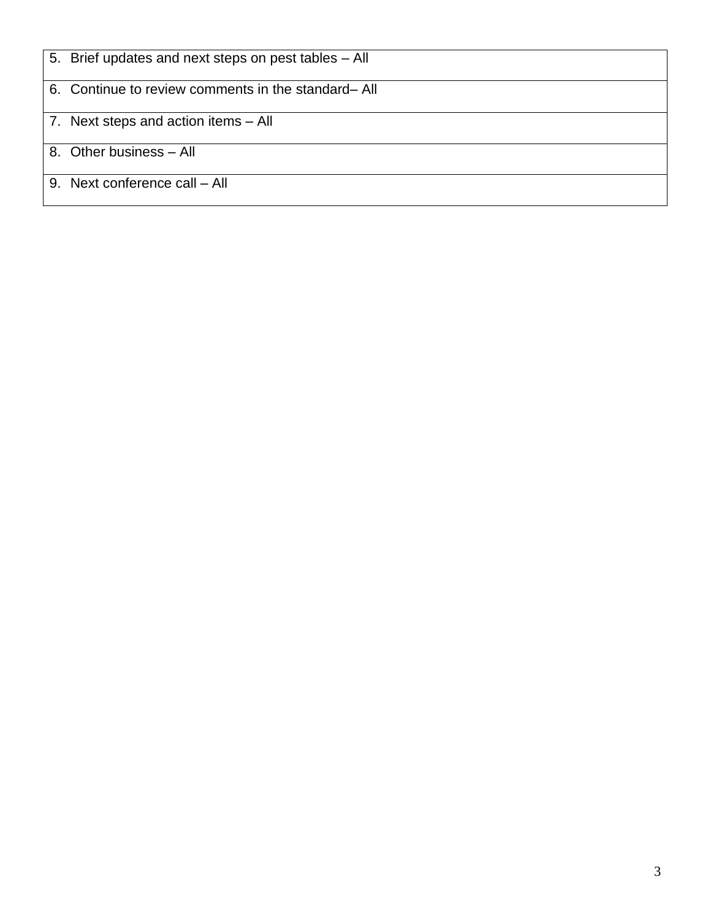| |
|---|
| 5. Brief updates and next steps on pest tables – All |
| 6. Continue to review comments in the standard– All |
| 7. Next steps and action items – All |
| 8. Other business – All |
| 9. Next conference call – All |